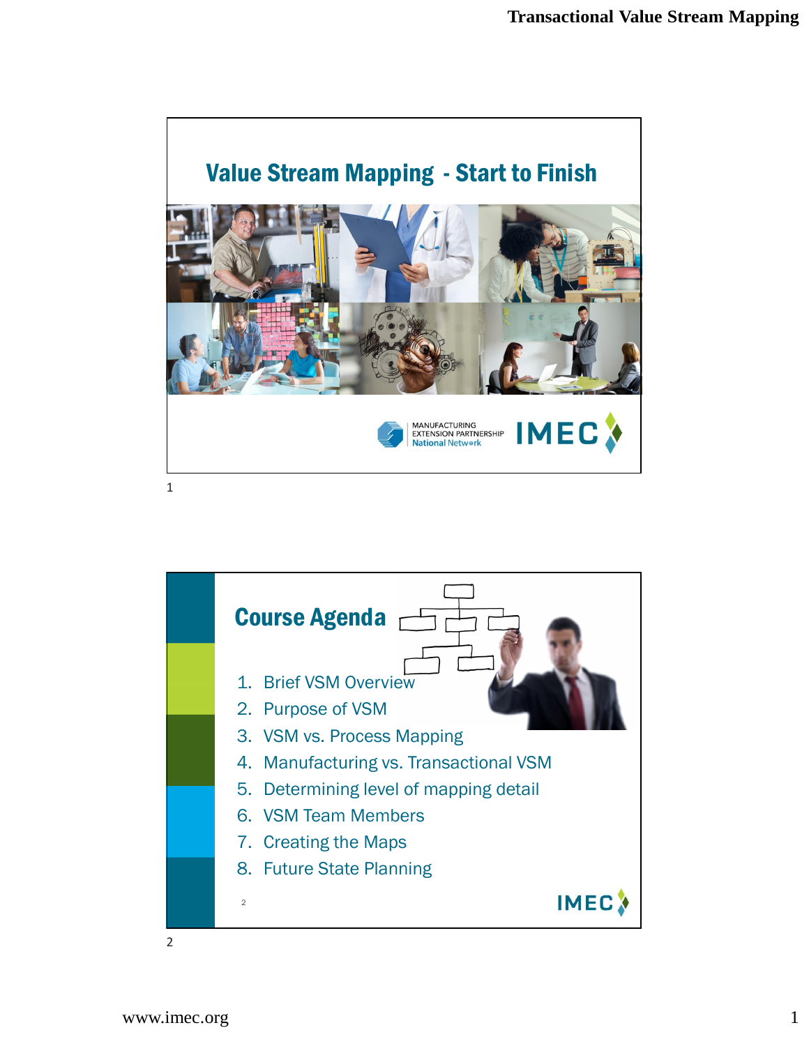# Value Stream Mapping - Start to Finish

MANUFACTURING EXTENSION PARTNERSHIP National Network

IMEC

## Course Agenda

1. Brief VSM Overview
2. Purpose of VSM
3. VSM vs. Process Mapping
4. Manufacturing vs. Transactional VSM
5. Determining level of mapping detail
6. VSM Team Members
7. Creating the Maps
8. Future State Planning

IMEC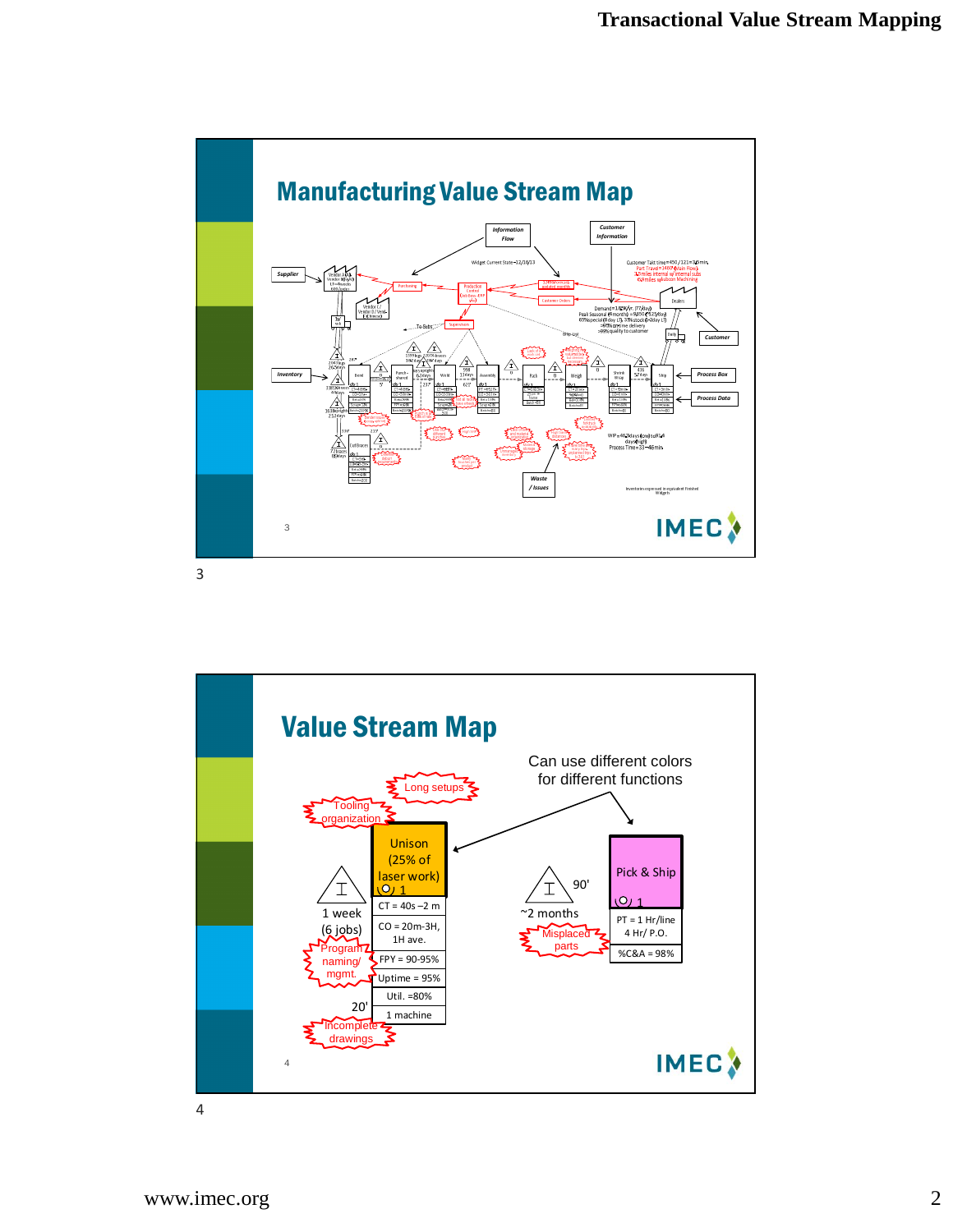## Manufacturing Value Stream Map

Information Flow

Customer Information

Widget Current State–12/10/13

Supplier

Inventory

Customer

Process Box

Process Data

Waste / Issues

## Value Stream Map

Can use different colors for different functions

Long setups

Tooling organization

Unison (25% of laser work)

1

1 week (6 jobs)

Program naming/ mgmt.

20'

Incomplete drawings

| CT = 40s –2 m |
|---|
| CO = 20m-3H, 1H ave. |
| FPY = 90-95% |
| Uptime = 95% |
| Util. =80% |
| 1 machine |

90'

~2 months

Misplaced parts

Pick & Ship

1

| PT = 1 Hr/line 4 Hr/ P.O. |
|---|
| %C&A = 98% |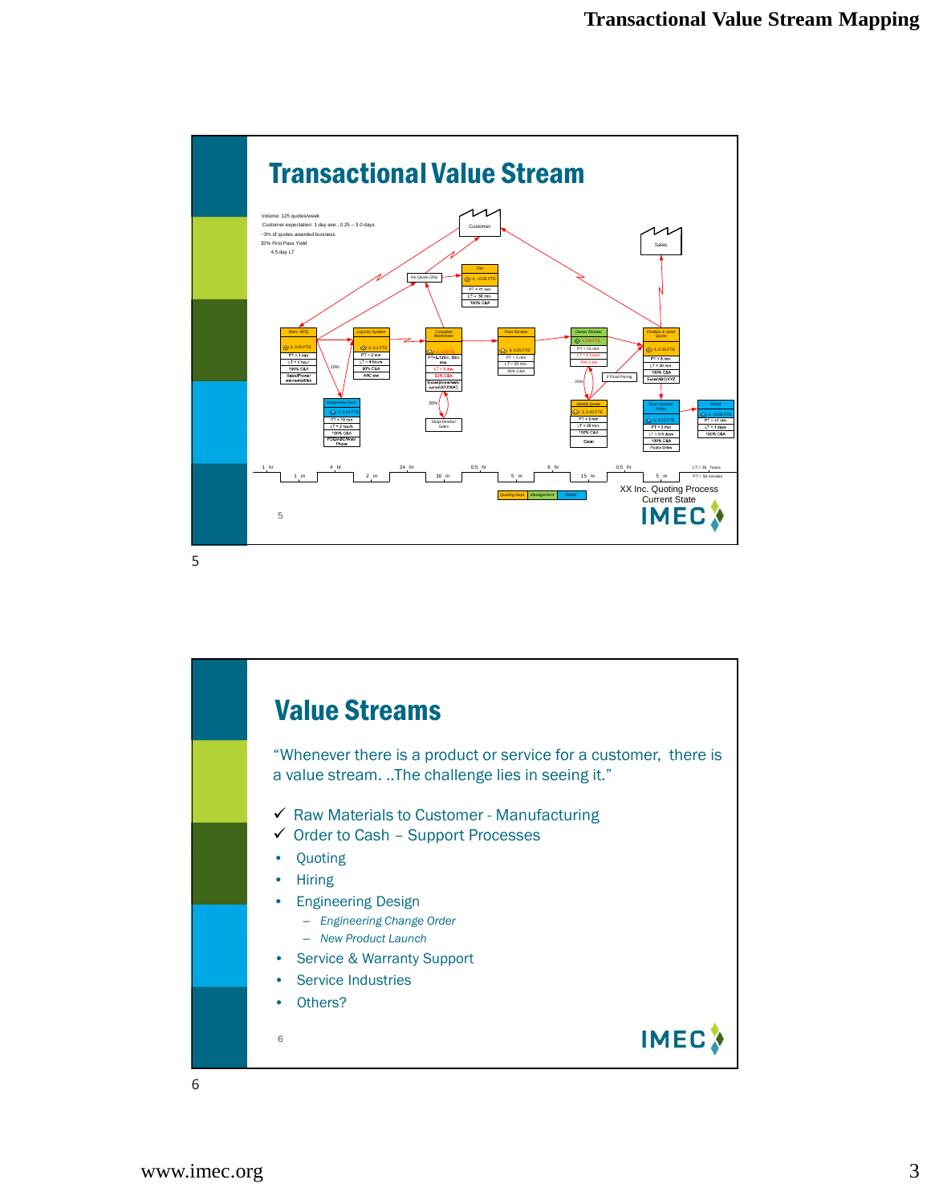## Transactional Value Stream

Volume: 125 quotes/week
Customer expectation: 1 day ave., 0.25 – 3.0 days
~3% of quotes awarded business
32% First Pass Yield
4.5 day LT

XX Inc. Quoting Process
Current State

## Value Streams

"Whenever there is a product or service for a customer, there is a value stream. ..The challenge lies in seeing it."

- ✓ Raw Materials to Customer - Manufacturing
- ✓ Order to Cash – Support Processes
- Quoting
- Hiring
- Engineering Design
  - *Engineering Change Order*
  - *New Product Launch*
- Service & Warranty Support
- Service Industries
- Others?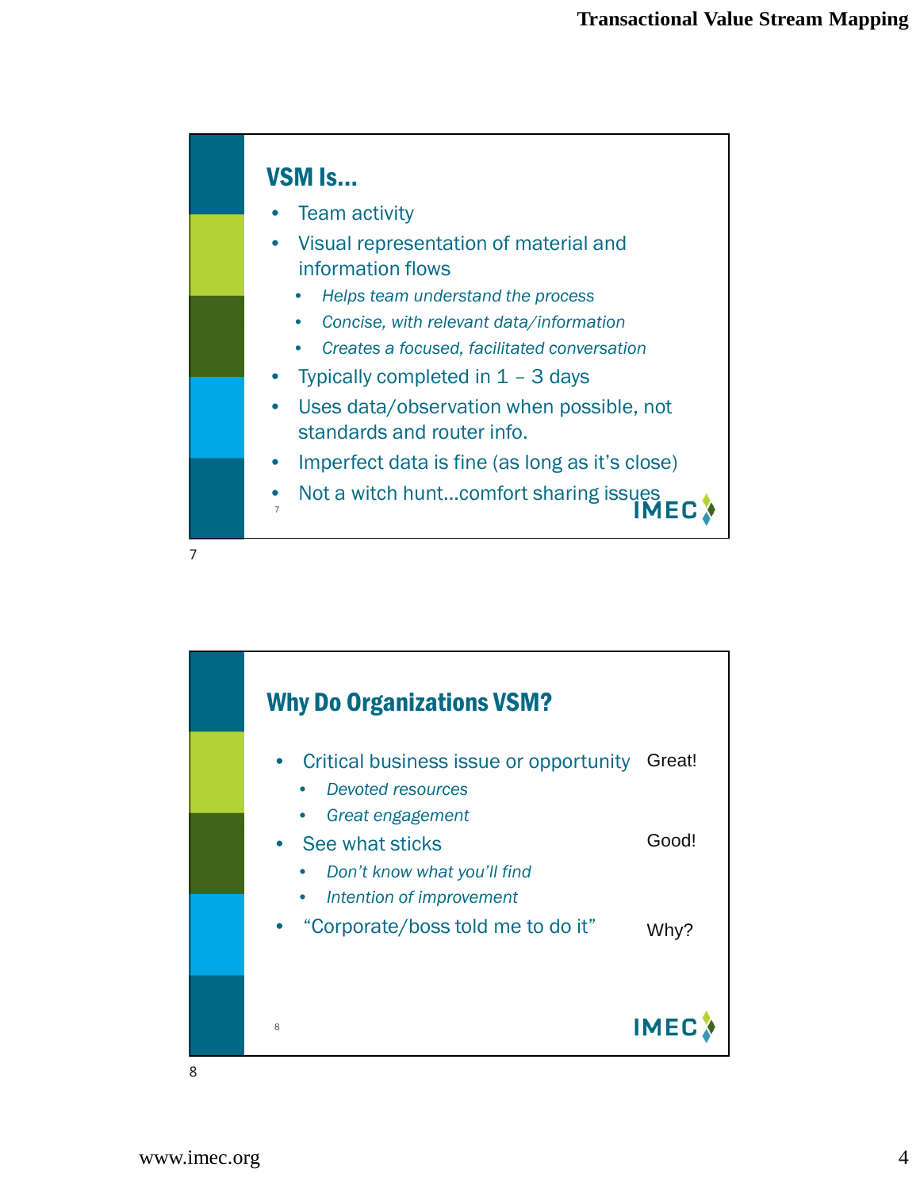## VSM Is…

- Team activity
- Visual representation of material and information flows
  - *Helps team understand the process*
  - *Concise, with relevant data/information*
  - *Creates a focused, facilitated conversation*
- Typically completed in 1 – 3 days
- Uses data/observation when possible, not standards and router info.
- Imperfect data is fine (as long as it's close)
- Not a witch hunt…comfort sharing issues

## Why Do Organizations VSM?

- Critical business issue or opportunity — Great!
  - *Devoted resources*
  - *Great engagement*
- See what sticks — Good!
  - *Don't know what you'll find*
  - *Intention of improvement*
- "Corporate/boss told me to do it" — Why?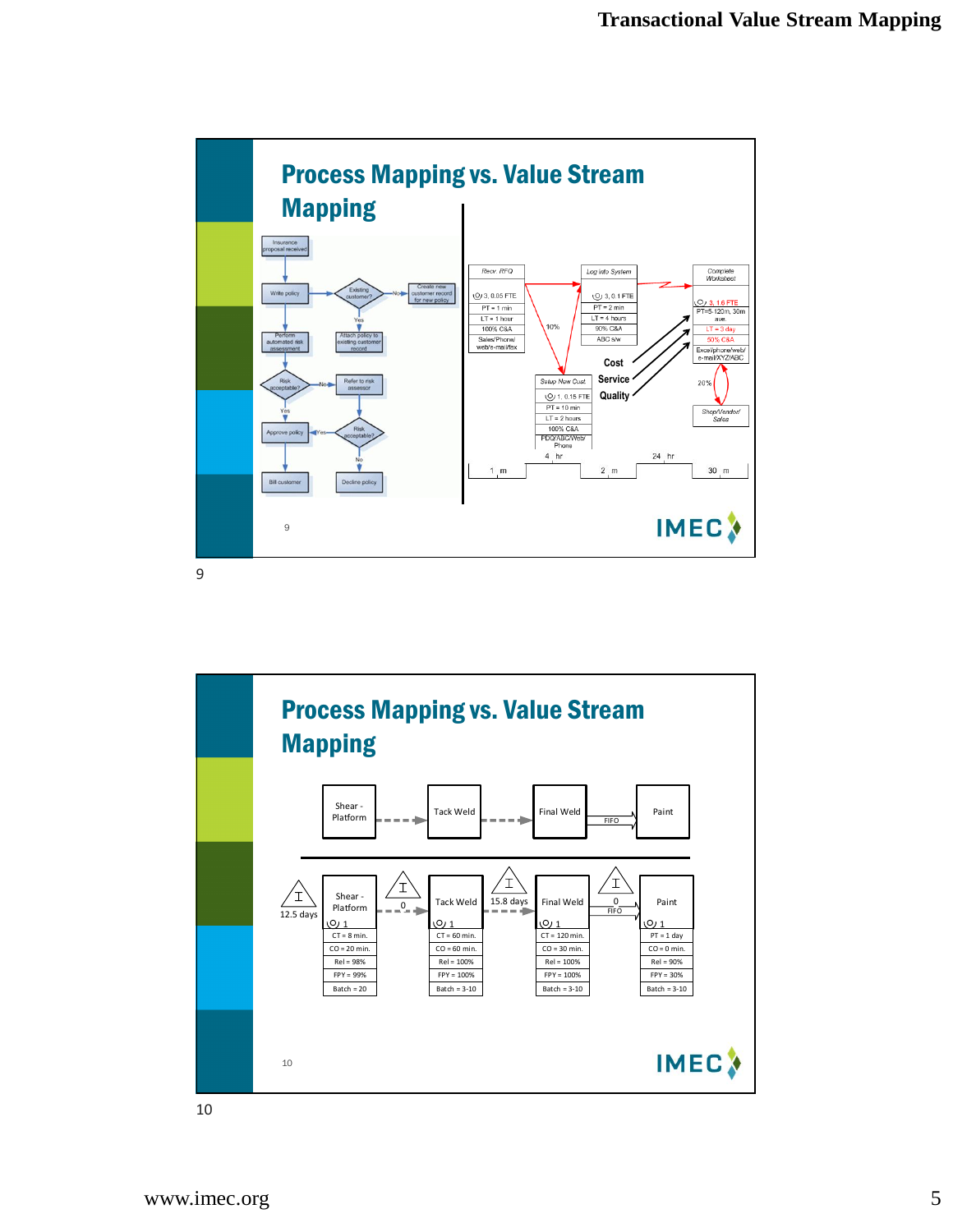## Process Mapping vs. Value Stream Mapping

Insurance proposal received → Write policy → Existing customer? — No → Create new customer record for new policy; Yes → Attach policy to existing customer record → Refer to risk assessor → Risk acceptable? — Yes → Approve policy; No → Decline policy

Perform automated risk assessment → Risk acceptable? — No → Refer to risk assessor; Yes → Approve policy → Bill customer

| Recv. RFQ | Log into System | Complete Worksheet | Setup New Cust. |
|---|---|---|---|
| 3, 0.05 FTE | 3, 0.1 FTE | 3, 1.6 FTE | 1, 0.15 FTE |
| PT = 1 min | PT = 2 min | PT=5-120m, 30m ave. | PT = 10 min |
| LT = 1 hour | LT = 4 hours | LT = 3 day | LT = 2 hours |
| 100% C&A | 90% C&A | 50% C&A | 100% C&A |
| Sales/Phone/ web/e-mail/fax | ABC s/w | Excel/phone/web/ e-mail/XYZ/ABC | FDQ/ABC/Web/ Phone |

10%

20%

Shop/Vendor/ Sales

Cost

Service

Quality

4 hr | 24 hr

1 m | 2 m | 30 m

9

## Process Mapping vs. Value Stream Mapping

Shear - Platform → Tack Weld → Final Weld → FIFO → Paint

12.5 days | 0 | 15.8 days | 0 FIFO

| Shear - Platform | Tack Weld | Final Weld | Paint |
|---|---|---|---|
| 1 | 1 | 1 | 1 |
| CT = 8 min. | CT = 60 min. | CT = 120 min. | PT = 1 day |
| CO = 20 min. | CO = 60 min. | CO = 30 min. | CO = 0 min. |
| Rel = 98% | Rel = 100% | Rel = 100% | Rel = 90% |
| FPY = 99% | FPY = 100% | FPY = 100% | FPY = 30% |
| Batch = 20 | Batch = 3-10 | Batch = 3-10 | Batch = 3-10 |

10

www.imec.org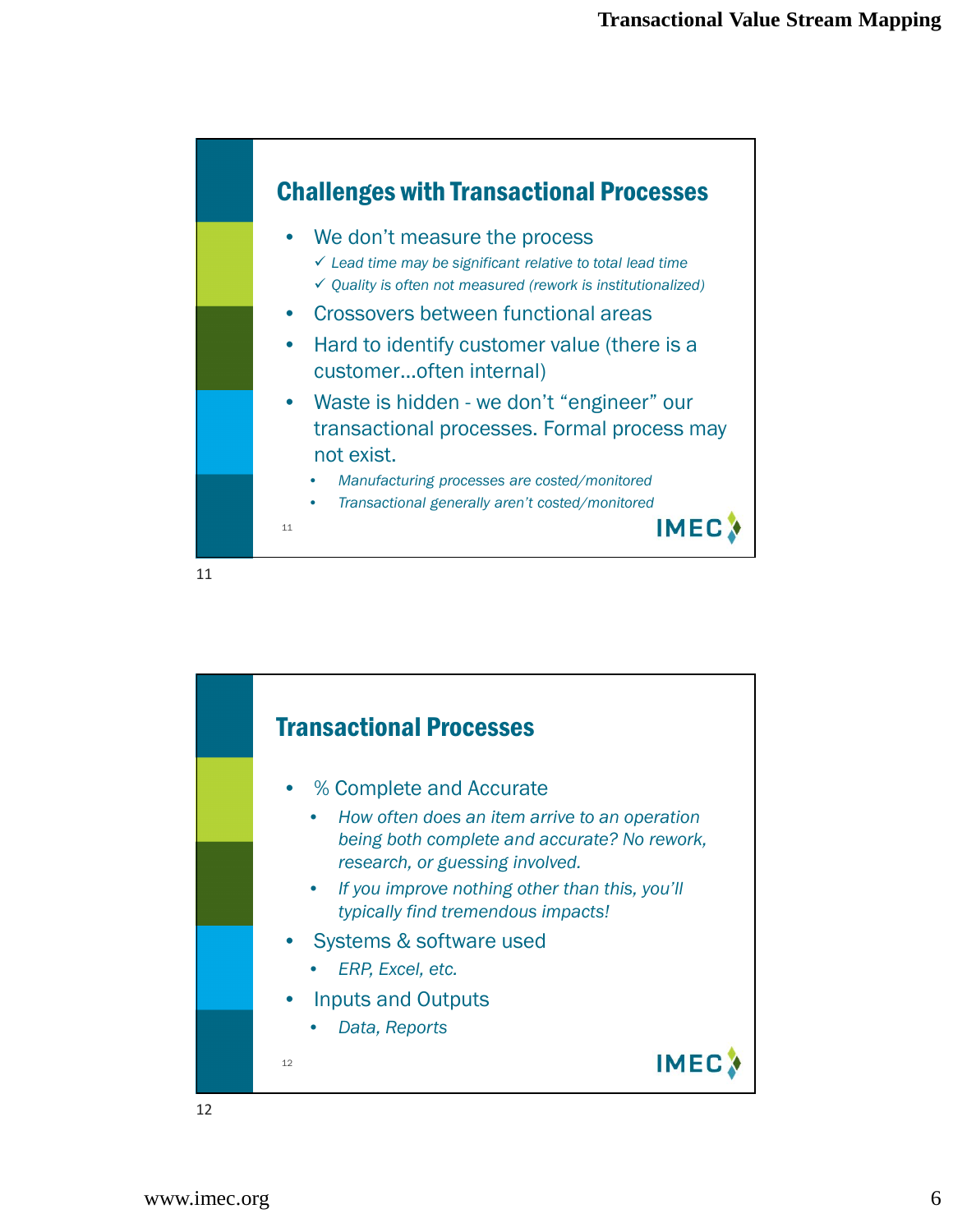## Challenges with Transactional Processes

- We don't measure the process
  - ✓ *Lead time may be significant relative to total lead time*
  - ✓ *Quality is often not measured (rework is institutionalized)*
- Crossovers between functional areas
- Hard to identify customer value (there is a customer…often internal)
- Waste is hidden - we don't "engineer" our transactional processes. Formal process may not exist.
  - *Manufacturing processes are costed/monitored*
  - *Transactional generally aren't costed/monitored*

## Transactional Processes

- % Complete and Accurate
  - *How often does an item arrive to an operation being both complete and accurate? No rework, research, or guessing involved.*
  - *If you improve nothing other than this, you'll typically find tremendous impacts!*
- Systems & software used
  - *ERP, Excel, etc.*
- Inputs and Outputs
  - *Data, Reports*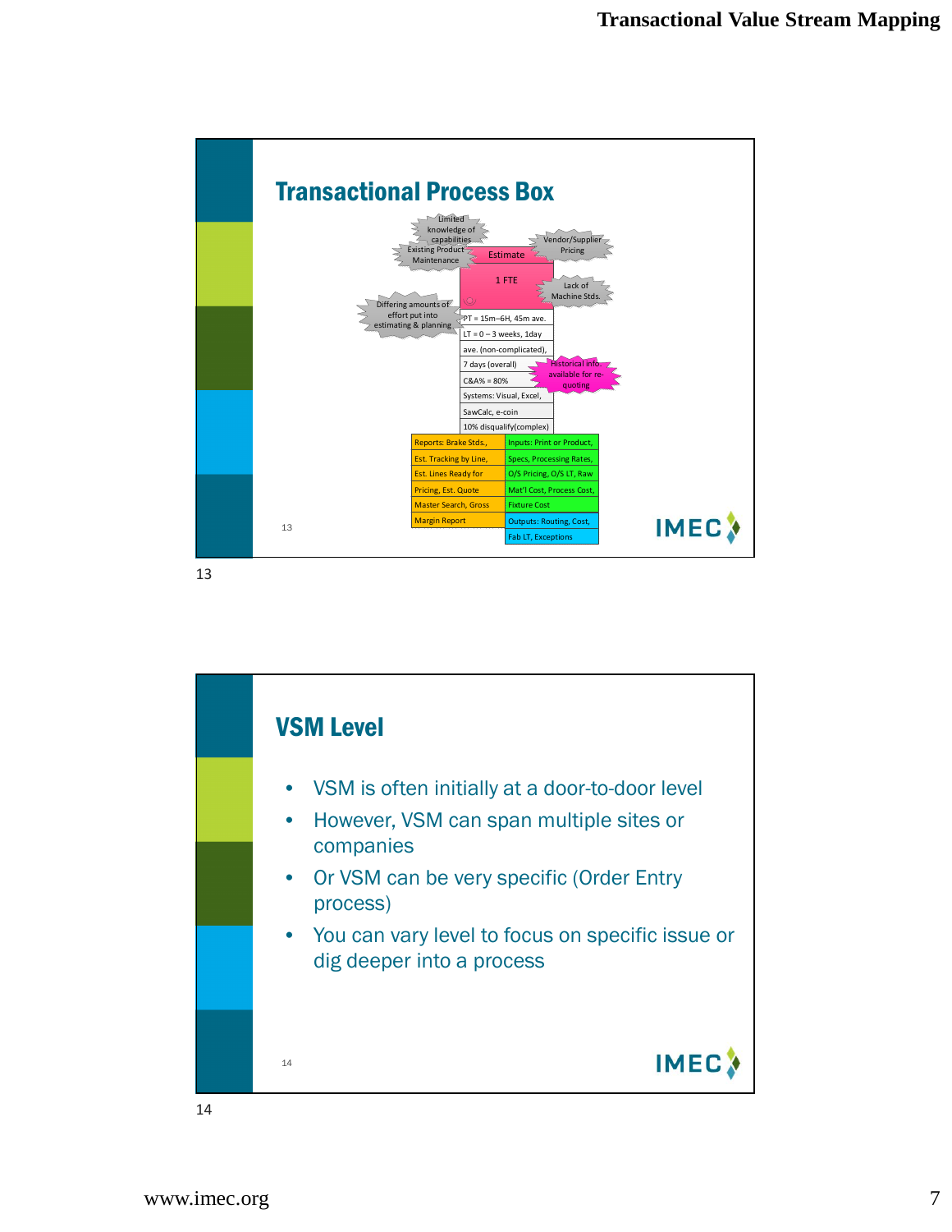## Transactional Process Box

Limited knowledge of capabilities

Existing Product Maintenance

Vendor/Supplier Pricing

Estimate

1 FTE

Lack of Machine Stds.

Differing amounts of effort put into estimating & planning

PT = 15m–6H, 45m ave.

LT = 0 – 3 weeks, 1day ave. (non-complicated), 7 days (overall)

Historical info. available for re-quoting

C&A% = 80%

Systems: Visual, Excel, SawCalc, e-coin

10% disqualify(complex)

Reports: Brake Stds., Est. Tracking by Line, Est. Lines Ready for Pricing, Est. Quote Master Search, Gross Margin Report

Inputs: Print or Product, Specs, Processing Rates, O/S Pricing, O/S LT, Raw Mat'l Cost, Process Cost, Fixture Cost

Outputs: Routing, Cost, Fab LT, Exceptions

## VSM Level

- VSM is often initially at a door-to-door level
- However, VSM can span multiple sites or companies
- Or VSM can be very specific (Order Entry process)
- You can vary level to focus on specific issue or dig deeper into a process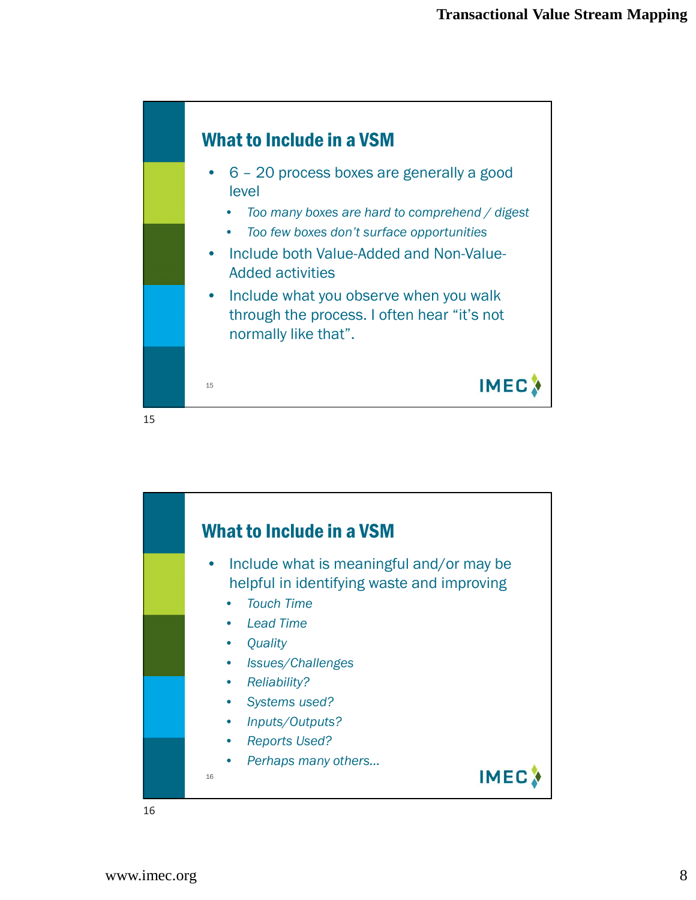## What to Include in a VSM

- 6 – 20 process boxes are generally a good level
  - *Too many boxes are hard to comprehend / digest*
  - *Too few boxes don't surface opportunities*
- Include both Value-Added and Non-Value-Added activities
- Include what you observe when you walk through the process. I often hear "it's not normally like that".

## What to Include in a VSM

- Include what is meaningful and/or may be helpful in identifying waste and improving
  - *Touch Time*
  - *Lead Time*
  - *Quality*
  - *Issues/Challenges*
  - *Reliability?*
  - *Systems used?*
  - *Inputs/Outputs?*
  - *Reports Used?*
  - *Perhaps many others…*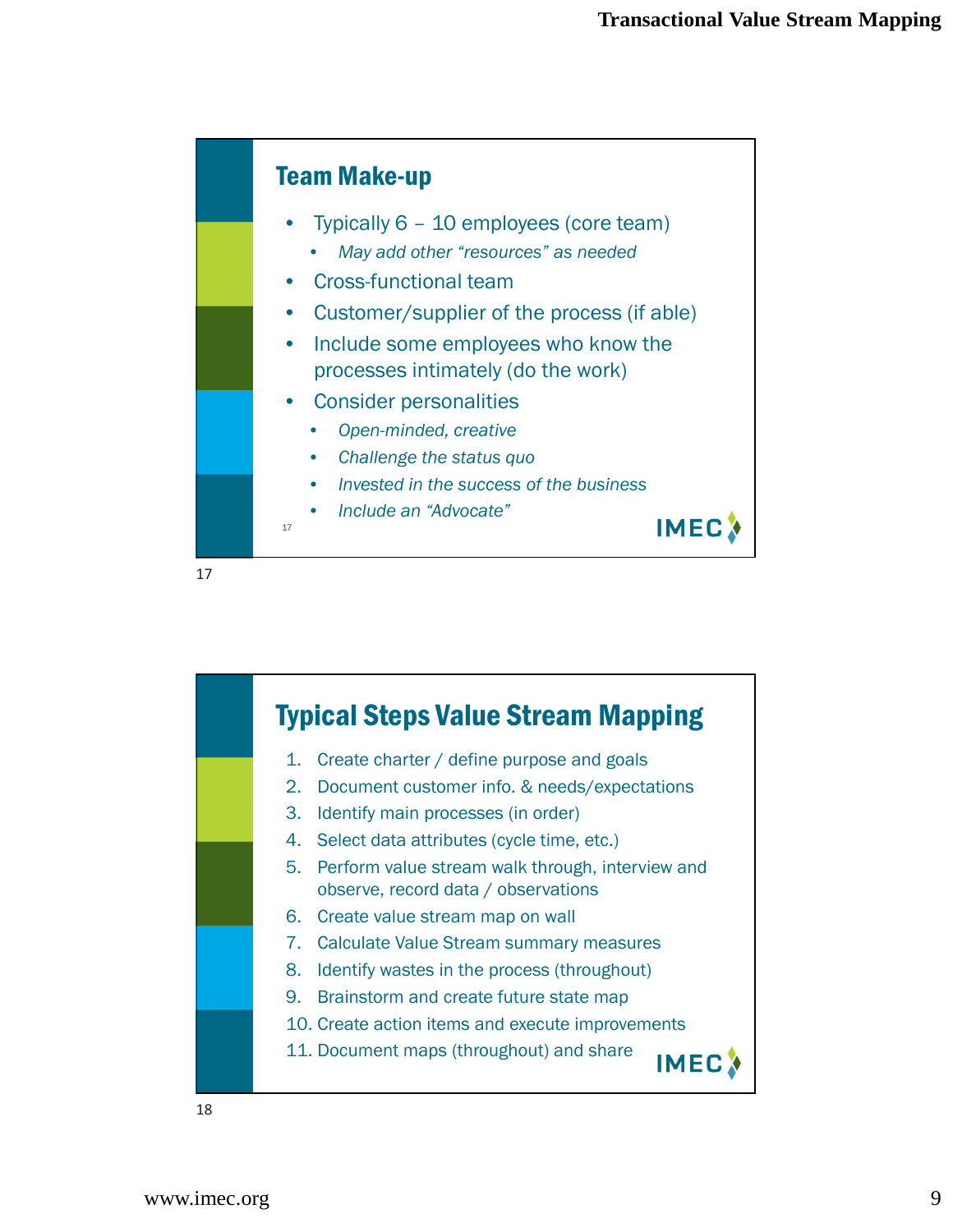## Team Make-up

- Typically 6 – 10 employees (core team)
  - *May add other "resources" as needed*
- Cross-functional team
- Customer/supplier of the process (if able)
- Include some employees who know the processes intimately (do the work)
- Consider personalities
  - *Open-minded, creative*
  - *Challenge the status quo*
  - *Invested in the success of the business*
  - *Include an "Advocate"*

## Typical Steps Value Stream Mapping

1. Create charter / define purpose and goals
2. Document customer info. & needs/expectations
3. Identify main processes (in order)
4. Select data attributes (cycle time, etc.)
5. Perform value stream walk through, interview and observe, record data / observations
6. Create value stream map on wall
7. Calculate Value Stream summary measures
8. Identify wastes in the process (throughout)
9. Brainstorm and create future state map
10. Create action items and execute improvements
11. Document maps (throughout) and share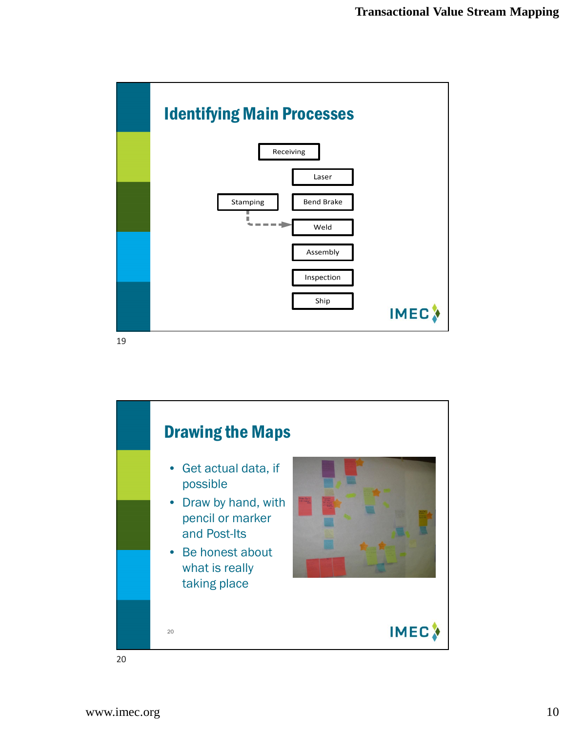## Identifying Main Processes

- Receiving
- Laser
- Stamping
- Bend Brake
- Weld
- Assembly
- Inspection
- Ship

## Drawing the Maps

- Get actual data, if possible
- Draw by hand, with pencil or marker and Post-Its
- Be honest about what is really taking place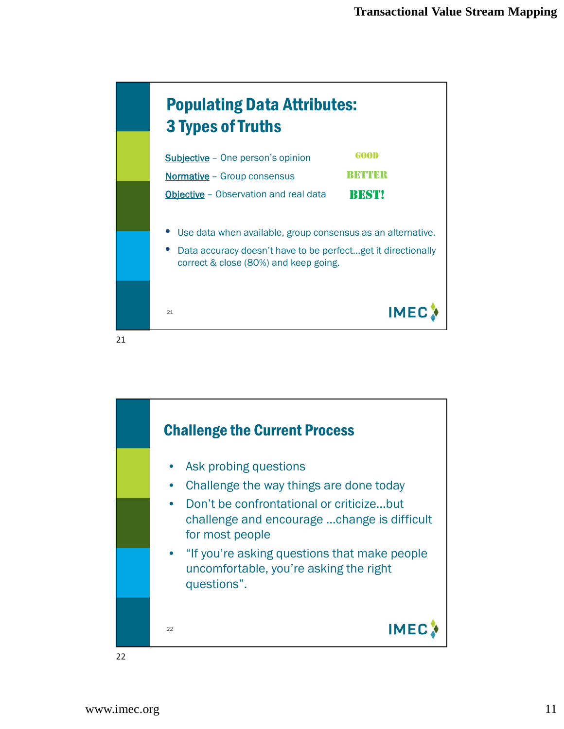## Populating Data Attributes: 3 Types of Truths

Subjective – One person's opinion — GOOD

Normative – Group consensus — BETTER

Objective – Observation and real data — BEST!

- Use data when available, group consensus as an alternative.
- Data accuracy doesn't have to be perfect…get it directionally correct & close (80%) and keep going.

## Challenge the Current Process

- Ask probing questions
- Challenge the way things are done today
- Don't be confrontational or criticize…but challenge and encourage …change is difficult for most people
- "If you're asking questions that make people uncomfortable, you're asking the right questions".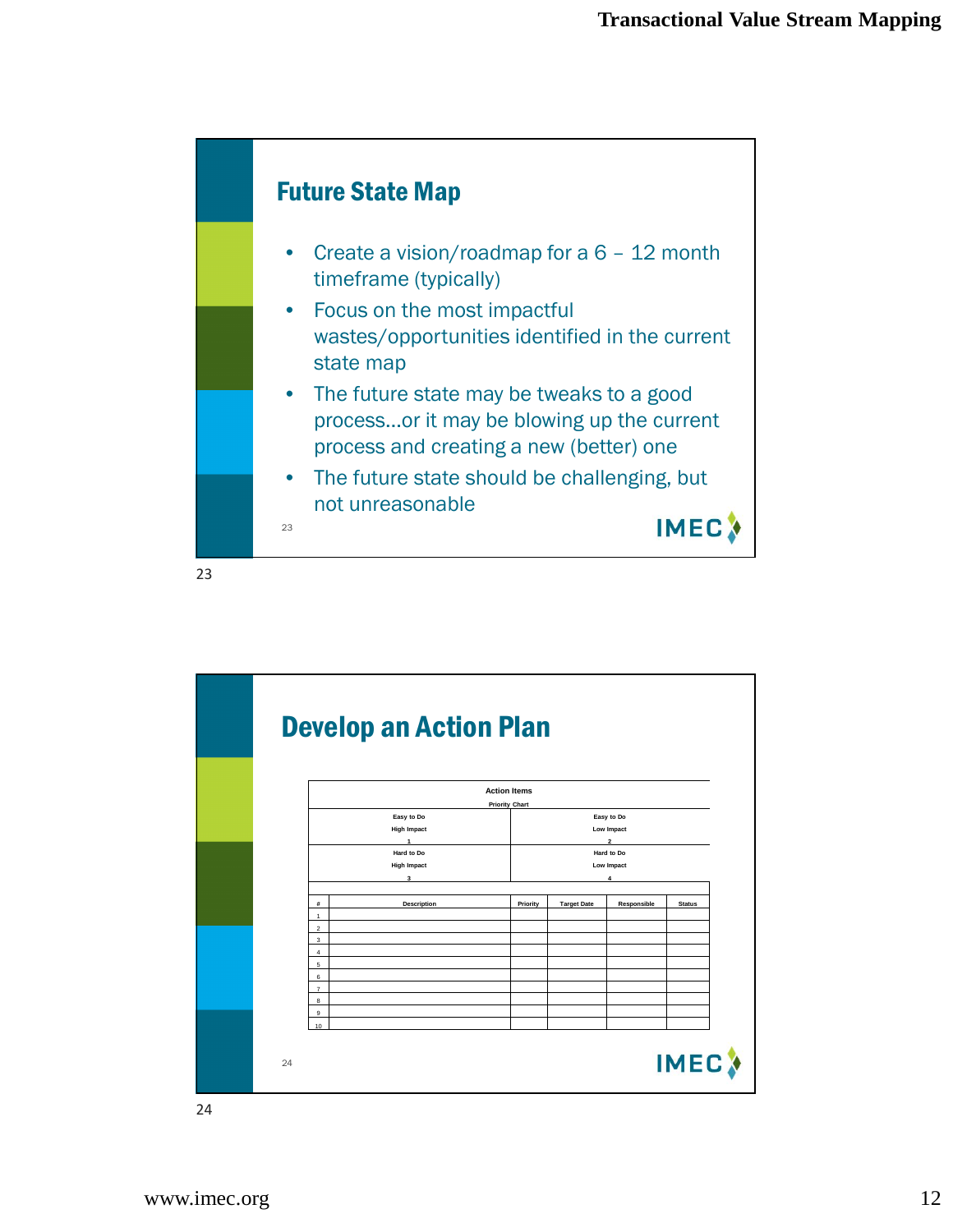## Future State Map

- Create a vision/roadmap for a 6 – 12 month timeframe (typically)
- Focus on the most impactful wastes/opportunities identified in the current state map
- The future state may be tweaks to a good process…or it may be blowing up the current process and creating a new (better) one
- The future state should be challenging, but not unreasonable

## Develop an Action Plan

**Action Items**

Priority Chart

| Easy to Do<br>High Impact<br>1 | Easy to Do<br>Low Impact<br>2 |
|---|---|
| Hard to Do<br>High Impact<br>3 | Hard to Do<br>Low Impact<br>4 |

| # | Description | Priority | Target Date | Responsible | Status |
|---|---|---|---|---|---|
| 1 | | | | | |
| 2 | | | | | |
| 3 | | | | | |
| 4 | | | | | |
| 5 | | | | | |
| 6 | | | | | |
| 7 | | | | | |
| 8 | | | | | |
| 9 | | | | | |
| 10 | | | | | |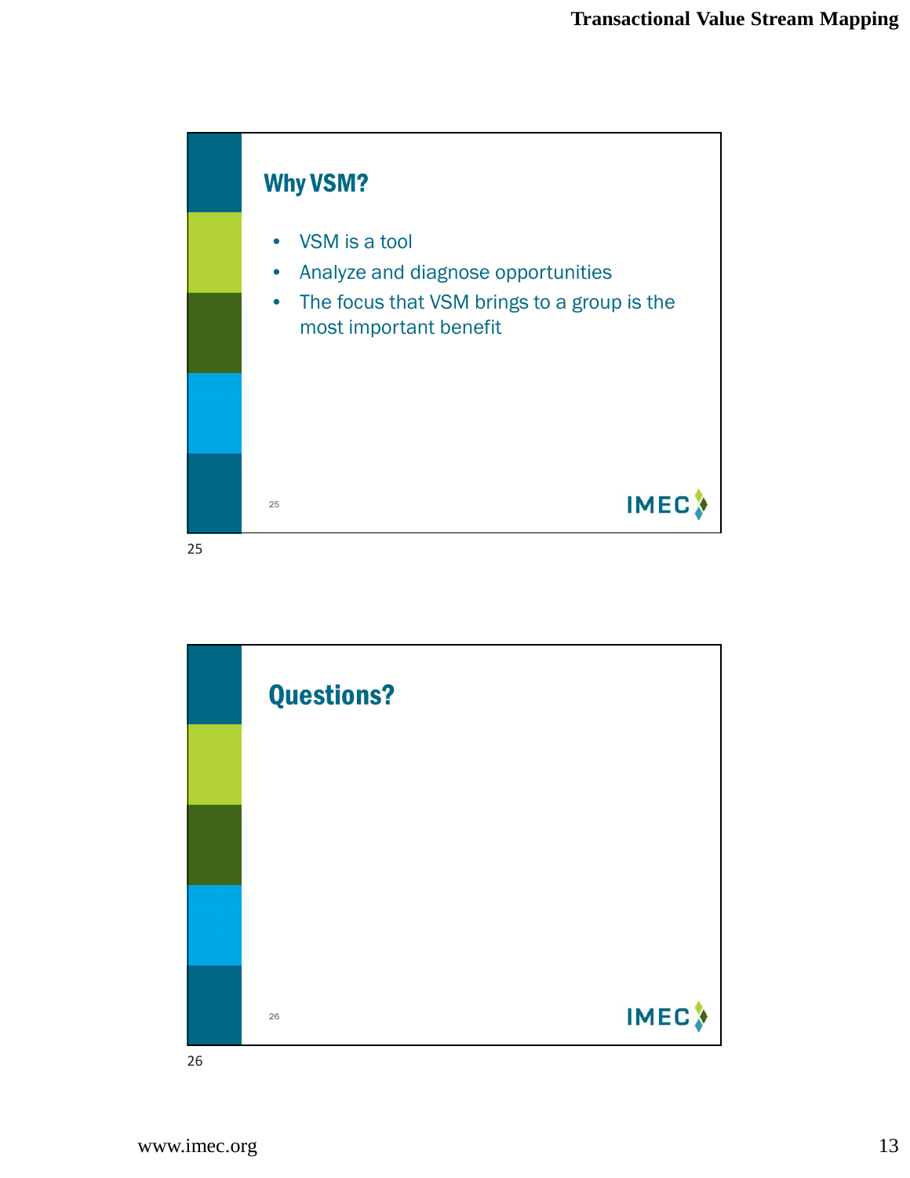## Why VSM?

- VSM is a tool
- Analyze and diagnose opportunities
- The focus that VSM brings to a group is the most important benefit

## Questions?